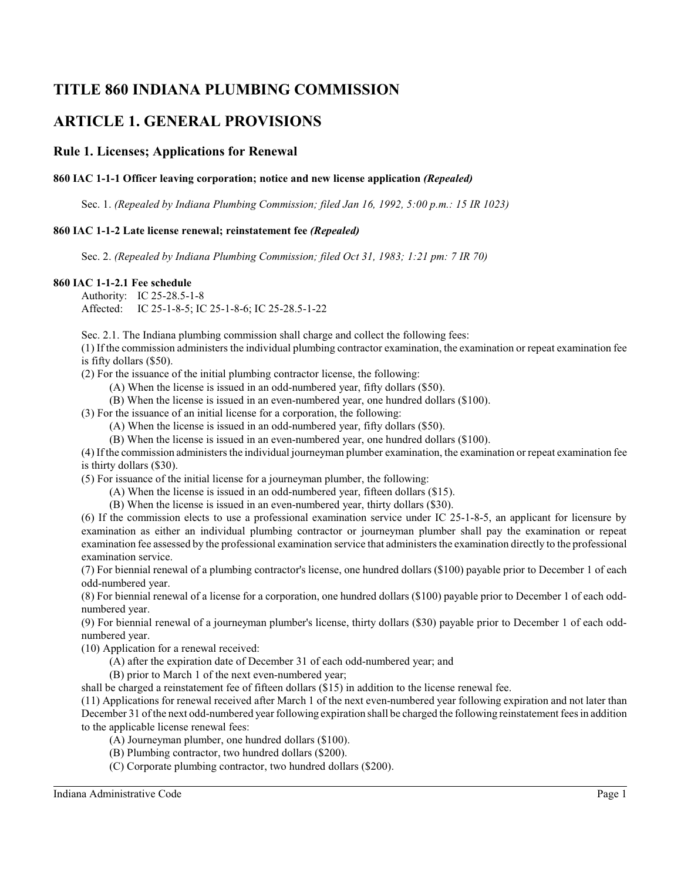# TITLE 860 INDIANA PLUMBING COMMISSION

# ARTICLE 1. GENERAL PROVISIONS

## Rule 1. Licenses; Applications for Renewal

#### 860 IAC 1-1-1 Officer leaving corporation; notice and new license application *(Repealed)*

Sec. 1. *(Repealed by Indiana Plumbing Commission; filed Jan 16, 1992, 5:00 p.m.: 15 IR 1023)*

#### 860 IAC 1-1-2 Late license renewal; reinstatement fee *(Repealed)*

Sec. 2. *(Repealed by Indiana Plumbing Commission; filed Oct 31, 1983; 1:21 pm: 7 IR 70)*

#### 860 IAC 1-1-2.1 Fee schedule

Authority: IC 25-28.5-1-8
Affected: IC 25-1-8-5; IC 25-1-8-6; IC 25-28.5-1-22

Sec. 2.1. The Indiana plumbing commission shall charge and collect the following fees:

(1) If the commission administers the individual plumbing contractor examination, the examination or repeat examination fee is fifty dollars ($50).

(2) For the issuance of the initial plumbing contractor license, the following:

(A) When the license is issued in an odd-numbered year, fifty dollars ($50).

(B) When the license is issued in an even-numbered year, one hundred dollars ($100).

(3) For the issuance of an initial license for a corporation, the following:

(A) When the license is issued in an odd-numbered year, fifty dollars ($50).

(B) When the license is issued in an even-numbered year, one hundred dollars ($100).

(4) If the commission administers the individual journeyman plumber examination, the examination or repeat examination fee is thirty dollars ($30).

(5) For issuance of the initial license for a journeyman plumber, the following:

(A) When the license is issued in an odd-numbered year, fifteen dollars ($15).

(B) When the license is issued in an even-numbered year, thirty dollars ($30).

(6) If the commission elects to use a professional examination service under IC 25-1-8-5, an applicant for licensure by examination as either an individual plumbing contractor or journeyman plumber shall pay the examination or repeat examination fee assessed by the professional examination service that administers the examination directly to the professional examination service.

(7) For biennial renewal of a plumbing contractor's license, one hundred dollars ($100) payable prior to December 1 of each odd-numbered year.

(8) For biennial renewal of a license for a corporation, one hundred dollars ($100) payable prior to December 1 of each odd-numbered year.

(9) For biennial renewal of a journeyman plumber's license, thirty dollars ($30) payable prior to December 1 of each odd-numbered year.

(10) Application for a renewal received:

(A) after the expiration date of December 31 of each odd-numbered year; and

(B) prior to March 1 of the next even-numbered year;

shall be charged a reinstatement fee of fifteen dollars ($15) in addition to the license renewal fee.

(11) Applications for renewal received after March 1 of the next even-numbered year following expiration and not later than December 31 of the next odd-numbered year following expiration shall be charged the following reinstatement fees in addition to the applicable license renewal fees:

(A) Journeyman plumber, one hundred dollars ($100).

(B) Plumbing contractor, two hundred dollars ($200).

(C) Corporate plumbing contractor, two hundred dollars ($200).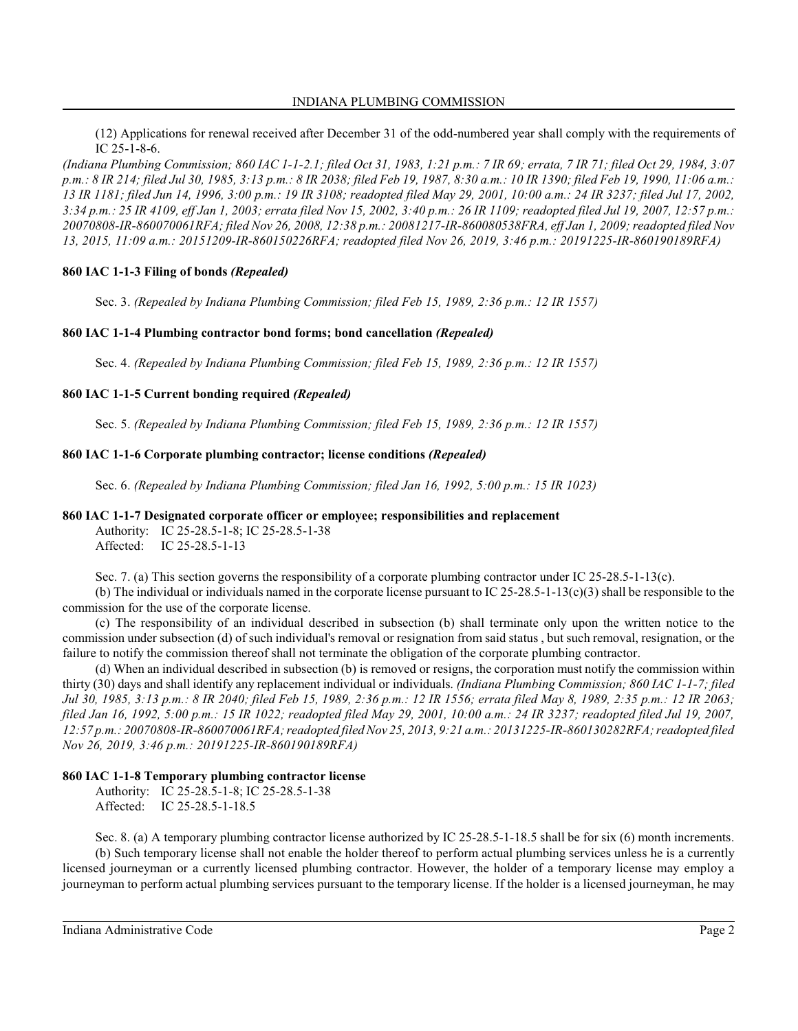(12) Applications for renewal received after December 31 of the odd-numbered year shall comply with the requirements of IC 25-1-8-6.

*(Indiana Plumbing Commission; 860 IAC 1-1-2.1; filed Oct 31, 1983, 1:21 p.m.: 7 IR 69; errata, 7 IR 71; filed Oct 29, 1984, 3:07 p.m.: 8 IR 214; filed Jul 30, 1985, 3:13 p.m.: 8 IR 2038; filed Feb 19, 1987, 8:30 a.m.: 10 IR 1390; filed Feb 19, 1990, 11:06 a.m.: 13 IR 1181; filed Jun 14, 1996, 3:00 p.m.: 19 IR 3108; readopted filed May 29, 2001, 10:00 a.m.: 24 IR 3237; filed Jul 17, 2002, 3:34 p.m.: 25 IR 4109, eff Jan 1, 2003; errata filed Nov 15, 2002, 3:40 p.m.: 26 IR 1109; readopted filed Jul 19, 2007, 12:57 p.m.: 20070808-IR-860070061RFA; filed Nov 26, 2008, 12:38 p.m.: 20081217-IR-860080538FRA, eff Jan 1, 2009; readopted filed Nov 13, 2015, 11:09 a.m.: 20151209-IR-860150226RFA; readopted filed Nov 26, 2019, 3:46 p.m.: 20191225-IR-860190189RFA)*

**860 IAC 1-1-3 Filing of bonds *(Repealed)***

Sec. 3. *(Repealed by Indiana Plumbing Commission; filed Feb 15, 1989, 2:36 p.m.: 12 IR 1557)*

**860 IAC 1-1-4 Plumbing contractor bond forms; bond cancellation *(Repealed)***

Sec. 4. *(Repealed by Indiana Plumbing Commission; filed Feb 15, 1989, 2:36 p.m.: 12 IR 1557)*

**860 IAC 1-1-5 Current bonding required *(Repealed)***

Sec. 5. *(Repealed by Indiana Plumbing Commission; filed Feb 15, 1989, 2:36 p.m.: 12 IR 1557)*

**860 IAC 1-1-6 Corporate plumbing contractor; license conditions *(Repealed)***

Sec. 6. *(Repealed by Indiana Plumbing Commission; filed Jan 16, 1992, 5:00 p.m.: 15 IR 1023)*

**860 IAC 1-1-7 Designated corporate officer or employee; responsibilities and replacement**

Authority: IC 25-28.5-1-8; IC 25-28.5-1-38
Affected: IC 25-28.5-1-13

Sec. 7. (a) This section governs the responsibility of a corporate plumbing contractor under IC 25-28.5-1-13(c).

(b) The individual or individuals named in the corporate license pursuant to IC 25-28.5-1-13(c)(3) shall be responsible to the commission for the use of the corporate license.

(c) The responsibility of an individual described in subsection (b) shall terminate only upon the written notice to the commission under subsection (d) of such individual's removal or resignation from said status , but such removal, resignation, or the failure to notify the commission thereof shall not terminate the obligation of the corporate plumbing contractor.

(d) When an individual described in subsection (b) is removed or resigns, the corporation must notify the commission within thirty (30) days and shall identify any replacement individual or individuals. *(Indiana Plumbing Commission; 860 IAC 1-1-7; filed Jul 30, 1985, 3:13 p.m.: 8 IR 2040; filed Feb 15, 1989, 2:36 p.m.: 12 IR 1556; errata filed May 8, 1989, 2:35 p.m.: 12 IR 2063; filed Jan 16, 1992, 5:00 p.m.: 15 IR 1022; readopted filed May 29, 2001, 10:00 a.m.: 24 IR 3237; readopted filed Jul 19, 2007, 12:57 p.m.: 20070808-IR-860070061RFA; readopted filed Nov 25, 2013, 9:21 a.m.: 20131225-IR-860130282RFA; readopted filed Nov 26, 2019, 3:46 p.m.: 20191225-IR-860190189RFA)*

**860 IAC 1-1-8 Temporary plumbing contractor license**

Authority: IC 25-28.5-1-8; IC 25-28.5-1-38
Affected: IC 25-28.5-1-18.5

Sec. 8. (a) A temporary plumbing contractor license authorized by IC 25-28.5-1-18.5 shall be for six (6) month increments.

(b) Such temporary license shall not enable the holder thereof to perform actual plumbing services unless he is a currently licensed journeyman or a currently licensed plumbing contractor. However, the holder of a temporary license may employ a journeyman to perform actual plumbing services pursuant to the temporary license. If the holder is a licensed journeyman, he may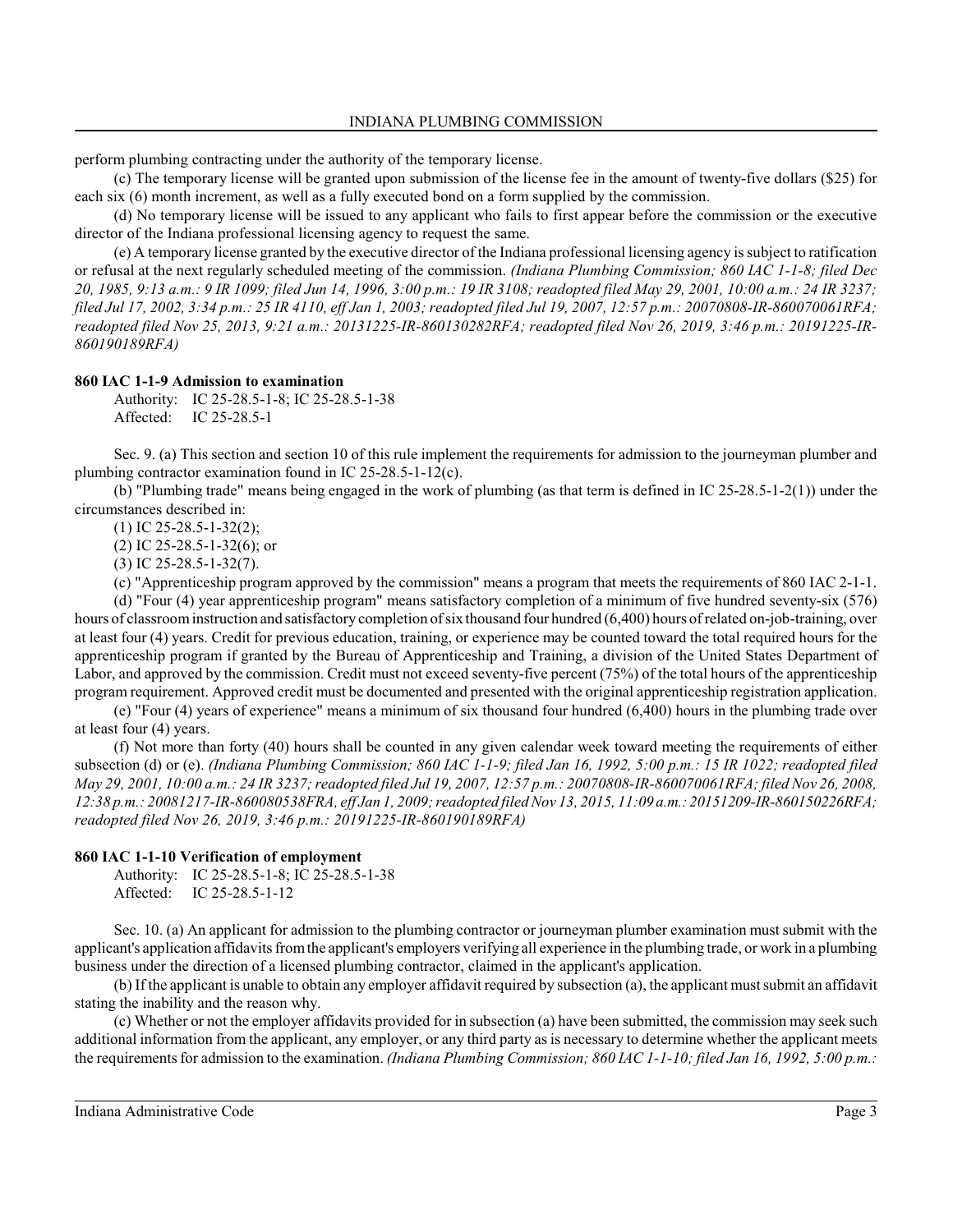perform plumbing contracting under the authority of the temporary license.

(c) The temporary license will be granted upon submission of the license fee in the amount of twenty-five dollars ($25) for each six (6) month increment, as well as a fully executed bond on a form supplied by the commission.

(d) No temporary license will be issued to any applicant who fails to first appear before the commission or the executive director of the Indiana professional licensing agency to request the same.

(e) A temporary license granted by the executive director of the Indiana professional licensing agency is subject to ratification or refusal at the next regularly scheduled meeting of the commission. *(Indiana Plumbing Commission; 860 IAC 1-1-8; filed Dec 20, 1985, 9:13 a.m.: 9 IR 1099; filed Jun 14, 1996, 3:00 p.m.: 19 IR 3108; readopted filed May 29, 2001, 10:00 a.m.: 24 IR 3237; filed Jul 17, 2002, 3:34 p.m.: 25 IR 4110, eff Jan 1, 2003; readopted filed Jul 19, 2007, 12:57 p.m.: 20070808-IR-860070061RFA; readopted filed Nov 25, 2013, 9:21 a.m.: 20131225-IR-860130282RFA; readopted filed Nov 26, 2019, 3:46 p.m.: 20191225-IR-860190189RFA)*

**860 IAC 1-1-9 Admission to examination**

Authority: IC 25-28.5-1-8; IC 25-28.5-1-38
Affected: IC 25-28.5-1

Sec. 9. (a) This section and section 10 of this rule implement the requirements for admission to the journeyman plumber and plumbing contractor examination found in IC 25-28.5-1-12(c).

(b) "Plumbing trade" means being engaged in the work of plumbing (as that term is defined in IC 25-28.5-1-2(1)) under the circumstances described in:

(1) IC 25-28.5-1-32(2);
(2) IC 25-28.5-1-32(6); or
(3) IC 25-28.5-1-32(7).

(c) "Apprenticeship program approved by the commission" means a program that meets the requirements of 860 IAC 2-1-1.

(d) "Four (4) year apprenticeship program" means satisfactory completion of a minimum of five hundred seventy-six (576) hours of classroom instruction and satisfactory completion of six thousand four hundred (6,400) hours of related on-job-training, over at least four (4) years. Credit for previous education, training, or experience may be counted toward the total required hours for the apprenticeship program if granted by the Bureau of Apprenticeship and Training, a division of the United States Department of Labor, and approved by the commission. Credit must not exceed seventy-five percent (75%) of the total hours of the apprenticeship program requirement. Approved credit must be documented and presented with the original apprenticeship registration application.

(e) "Four (4) years of experience" means a minimum of six thousand four hundred (6,400) hours in the plumbing trade over at least four (4) years.

(f) Not more than forty (40) hours shall be counted in any given calendar week toward meeting the requirements of either subsection (d) or (e). *(Indiana Plumbing Commission; 860 IAC 1-1-9; filed Jan 16, 1992, 5:00 p.m.: 15 IR 1022; readopted filed May 29, 2001, 10:00 a.m.: 24 IR 3237; readopted filed Jul 19, 2007, 12:57 p.m.: 20070808-IR-860070061RFA; filed Nov 26, 2008, 12:38 p.m.: 20081217-IR-860080538FRA, eff Jan 1, 2009; readopted filed Nov 13, 2015, 11:09 a.m.: 20151209-IR-860150226RFA; readopted filed Nov 26, 2019, 3:46 p.m.: 20191225-IR-860190189RFA)*

**860 IAC 1-1-10 Verification of employment**

Authority: IC 25-28.5-1-8; IC 25-28.5-1-38
Affected: IC 25-28.5-1-12

Sec. 10. (a) An applicant for admission to the plumbing contractor or journeyman plumber examination must submit with the applicant's application affidavits from the applicant's employers verifying all experience in the plumbing trade, or work in a plumbing business under the direction of a licensed plumbing contractor, claimed in the applicant's application.

(b) If the applicant is unable to obtain any employer affidavit required by subsection (a), the applicant must submit an affidavit stating the inability and the reason why.

(c) Whether or not the employer affidavits provided for in subsection (a) have been submitted, the commission may seek such additional information from the applicant, any employer, or any third party as is necessary to determine whether the applicant meets the requirements for admission to the examination. *(Indiana Plumbing Commission; 860 IAC 1-1-10; filed Jan 16, 1992, 5:00 p.m.:*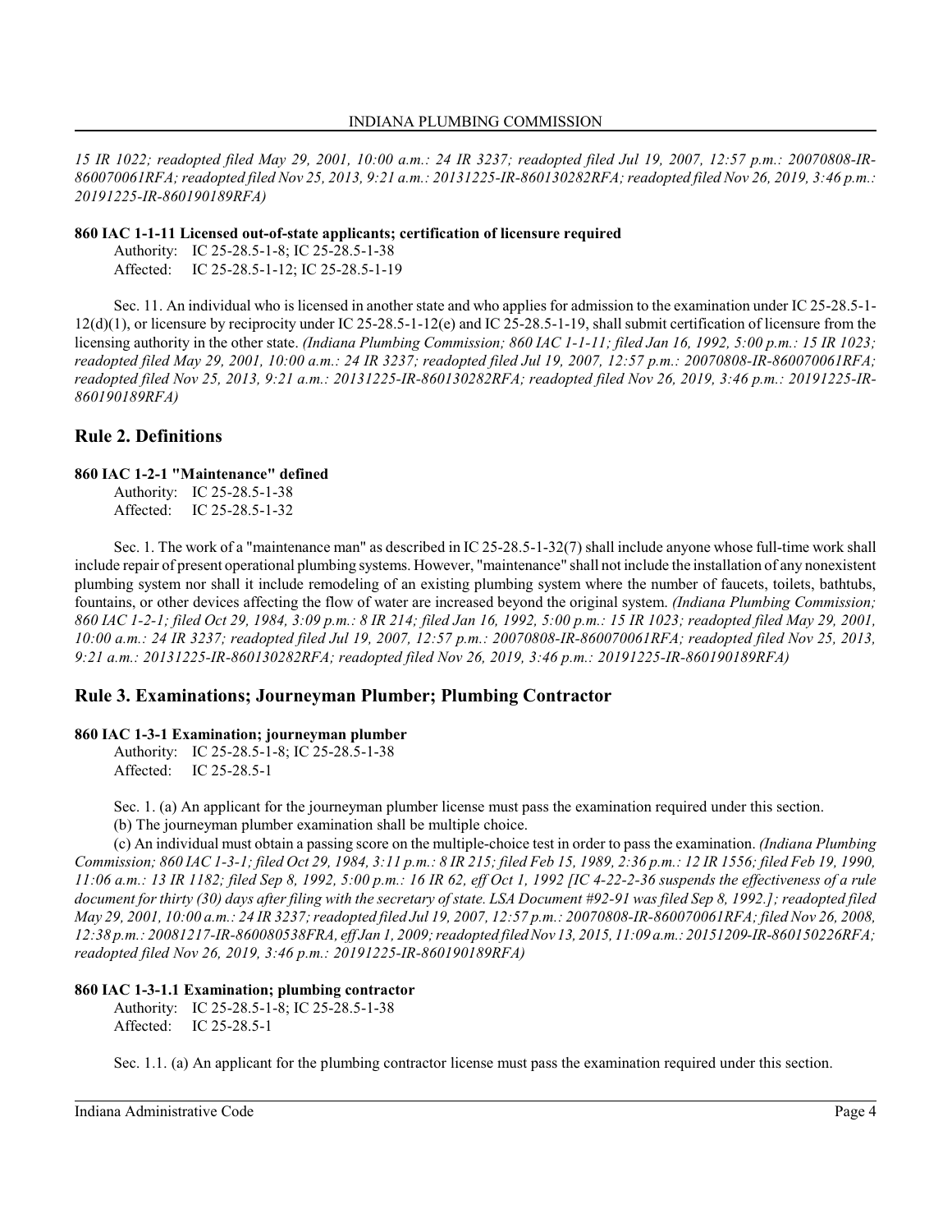*15 IR 1022; readopted filed May 29, 2001, 10:00 a.m.: 24 IR 3237; readopted filed Jul 19, 2007, 12:57 p.m.: 20070808-IR-860070061RFA; readopted filed Nov 25, 2013, 9:21 a.m.: 20131225-IR-860130282RFA; readopted filed Nov 26, 2019, 3:46 p.m.: 20191225-IR-860190189RFA)*

**860 IAC 1-1-11 Licensed out-of-state applicants; certification of licensure required**

Authority: IC 25-28.5-1-8; IC 25-28.5-1-38
Affected: IC 25-28.5-1-12; IC 25-28.5-1-19

Sec. 11. An individual who is licensed in another state and who applies for admission to the examination under IC 25-28.5-1-12(d)(1), or licensure by reciprocity under IC 25-28.5-1-12(e) and IC 25-28.5-1-19, shall submit certification of licensure from the licensing authority in the other state. *(Indiana Plumbing Commission; 860 IAC 1-1-11; filed Jan 16, 1992, 5:00 p.m.: 15 IR 1023; readopted filed May 29, 2001, 10:00 a.m.: 24 IR 3237; readopted filed Jul 19, 2007, 12:57 p.m.: 20070808-IR-860070061RFA; readopted filed Nov 25, 2013, 9:21 a.m.: 20131225-IR-860130282RFA; readopted filed Nov 26, 2019, 3:46 p.m.: 20191225-IR-860190189RFA)*

## Rule 2. Definitions

**860 IAC 1-2-1 "Maintenance" defined**

Authority: IC 25-28.5-1-38
Affected: IC 25-28.5-1-32

Sec. 1. The work of a "maintenance man" as described in IC 25-28.5-1-32(7) shall include anyone whose full-time work shall include repair of present operational plumbing systems. However, "maintenance" shall not include the installation of any nonexistent plumbing system nor shall it include remodeling of an existing plumbing system where the number of faucets, toilets, bathtubs, fountains, or other devices affecting the flow of water are increased beyond the original system. *(Indiana Plumbing Commission; 860 IAC 1-2-1; filed Oct 29, 1984, 3:09 p.m.: 8 IR 214; filed Jan 16, 1992, 5:00 p.m.: 15 IR 1023; readopted filed May 29, 2001, 10:00 a.m.: 24 IR 3237; readopted filed Jul 19, 2007, 12:57 p.m.: 20070808-IR-860070061RFA; readopted filed Nov 25, 2013, 9:21 a.m.: 20131225-IR-860130282RFA; readopted filed Nov 26, 2019, 3:46 p.m.: 20191225-IR-860190189RFA)*

## Rule 3. Examinations; Journeyman Plumber; Plumbing Contractor

**860 IAC 1-3-1 Examination; journeyman plumber**

Authority: IC 25-28.5-1-8; IC 25-28.5-1-38
Affected: IC 25-28.5-1

Sec. 1. (a) An applicant for the journeyman plumber license must pass the examination required under this section.

(b) The journeyman plumber examination shall be multiple choice.

(c) An individual must obtain a passing score on the multiple-choice test in order to pass the examination. *(Indiana Plumbing Commission; 860 IAC 1-3-1; filed Oct 29, 1984, 3:11 p.m.: 8 IR 215; filed Feb 15, 1989, 2:36 p.m.: 12 IR 1556; filed Feb 19, 1990, 11:06 a.m.: 13 IR 1182; filed Sep 8, 1992, 5:00 p.m.: 16 IR 62, eff Oct 1, 1992 [IC 4-22-2-36 suspends the effectiveness of a rule document for thirty (30) days after filing with the secretary of state. LSA Document #92-91 was filed Sep 8, 1992.]; readopted filed May 29, 2001, 10:00 a.m.: 24 IR 3237; readopted filed Jul 19, 2007, 12:57 p.m.: 20070808-IR-860070061RFA; filed Nov 26, 2008, 12:38 p.m.: 20081217-IR-860080538FRA, eff Jan 1, 2009; readopted filed Nov 13, 2015, 11:09 a.m.: 20151209-IR-860150226RFA; readopted filed Nov 26, 2019, 3:46 p.m.: 20191225-IR-860190189RFA)*

**860 IAC 1-3-1.1 Examination; plumbing contractor**

Authority: IC 25-28.5-1-8; IC 25-28.5-1-38
Affected: IC 25-28.5-1

Sec. 1.1. (a) An applicant for the plumbing contractor license must pass the examination required under this section.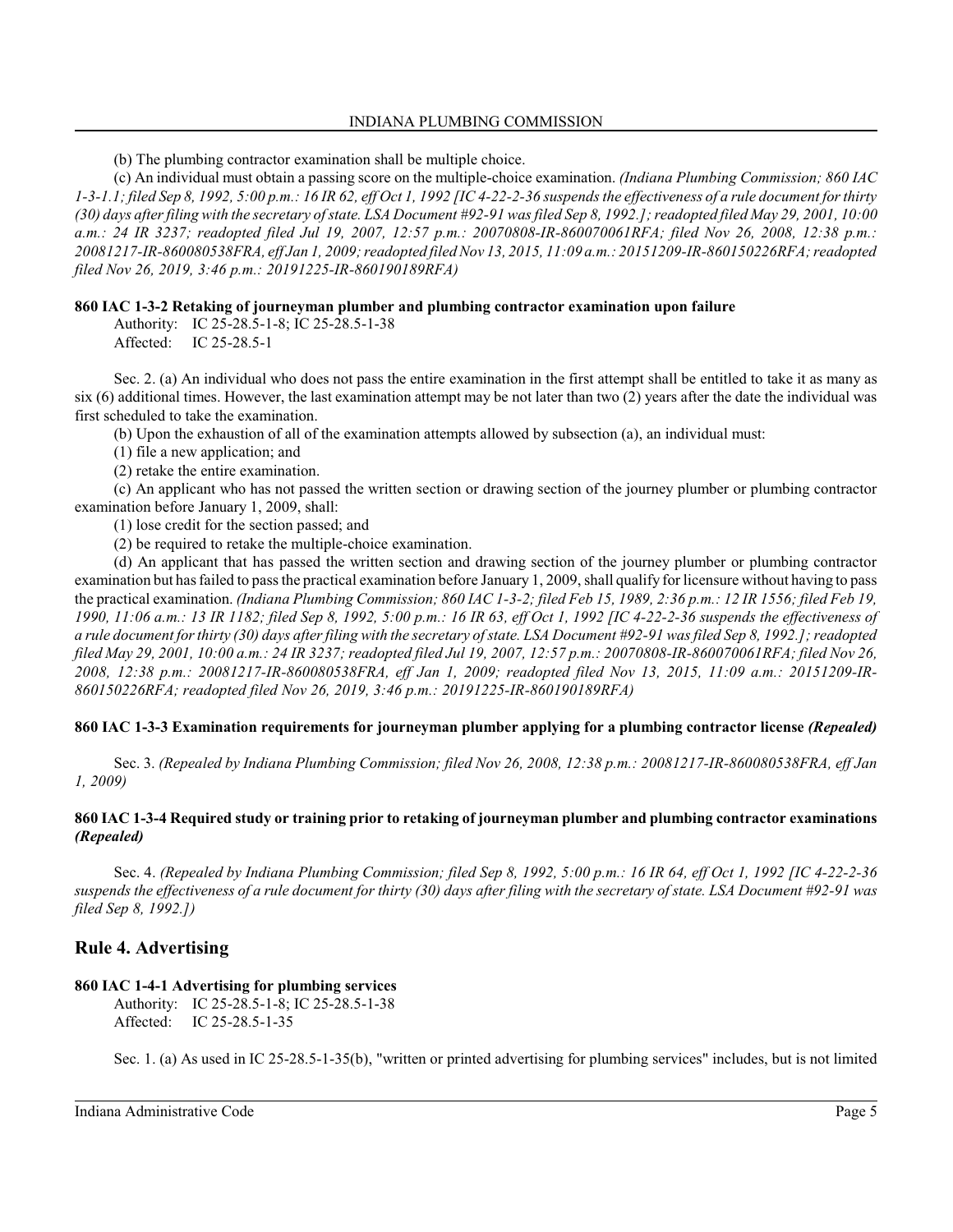(b) The plumbing contractor examination shall be multiple choice.

(c) An individual must obtain a passing score on the multiple-choice examination. *(Indiana Plumbing Commission; 860 IAC 1-3-1.1; filed Sep 8, 1992, 5:00 p.m.: 16 IR 62, eff Oct 1, 1992 [IC 4-22-2-36 suspends the effectiveness of a rule document for thirty (30) days after filing with the secretary of state. LSA Document #92-91 was filed Sep 8, 1992.]; readopted filed May 29, 2001, 10:00 a.m.: 24 IR 3237; readopted filed Jul 19, 2007, 12:57 p.m.: 20070808-IR-860070061RFA; filed Nov 26, 2008, 12:38 p.m.: 20081217-IR-860080538FRA, eff Jan 1, 2009; readopted filed Nov 13, 2015, 11:09 a.m.: 20151209-IR-860150226RFA; readopted filed Nov 26, 2019, 3:46 p.m.: 20191225-IR-860190189RFA)*

**860 IAC 1-3-2 Retaking of journeyman plumber and plumbing contractor examination upon failure**

Authority: IC 25-28.5-1-8; IC 25-28.5-1-38
Affected: IC 25-28.5-1

Sec. 2. (a) An individual who does not pass the entire examination in the first attempt shall be entitled to take it as many as six (6) additional times. However, the last examination attempt may be not later than two (2) years after the date the individual was first scheduled to take the examination.

(b) Upon the exhaustion of all of the examination attempts allowed by subsection (a), an individual must:

(1) file a new application; and

(2) retake the entire examination.

(c) An applicant who has not passed the written section or drawing section of the journey plumber or plumbing contractor examination before January 1, 2009, shall:

(1) lose credit for the section passed; and

(2) be required to retake the multiple-choice examination.

(d) An applicant that has passed the written section and drawing section of the journey plumber or plumbing contractor examination but has failed to pass the practical examination before January 1, 2009, shall qualify for licensure without having to pass the practical examination. *(Indiana Plumbing Commission; 860 IAC 1-3-2; filed Feb 15, 1989, 2:36 p.m.: 12 IR 1556; filed Feb 19, 1990, 11:06 a.m.: 13 IR 1182; filed Sep 8, 1992, 5:00 p.m.: 16 IR 63, eff Oct 1, 1992 [IC 4-22-2-36 suspends the effectiveness of a rule document for thirty (30) days after filing with the secretary of state. LSA Document #92-91 was filed Sep 8, 1992.]; readopted filed May 29, 2001, 10:00 a.m.: 24 IR 3237; readopted filed Jul 19, 2007, 12:57 p.m.: 20070808-IR-860070061RFA; filed Nov 26, 2008, 12:38 p.m.: 20081217-IR-860080538FRA, eff Jan 1, 2009; readopted filed Nov 13, 2015, 11:09 a.m.: 20151209-IR-860150226RFA; readopted filed Nov 26, 2019, 3:46 p.m.: 20191225-IR-860190189RFA)*

**860 IAC 1-3-3 Examination requirements for journeyman plumber applying for a plumbing contractor license *(Repealed)***

Sec. 3. *(Repealed by Indiana Plumbing Commission; filed Nov 26, 2008, 12:38 p.m.: 20081217-IR-860080538FRA, eff Jan 1, 2009)*

**860 IAC 1-3-4 Required study or training prior to retaking of journeyman plumber and plumbing contractor examinations *(Repealed)***

Sec. 4. *(Repealed by Indiana Plumbing Commission; filed Sep 8, 1992, 5:00 p.m.: 16 IR 64, eff Oct 1, 1992 [IC 4-22-2-36 suspends the effectiveness of a rule document for thirty (30) days after filing with the secretary of state. LSA Document #92-91 was filed Sep 8, 1992.])*

## Rule 4. Advertising

**860 IAC 1-4-1 Advertising for plumbing services**

Authority: IC 25-28.5-1-8; IC 25-28.5-1-38
Affected: IC 25-28.5-1-35

Sec. 1. (a) As used in IC 25-28.5-1-35(b), "written or printed advertising for plumbing services" includes, but is not limited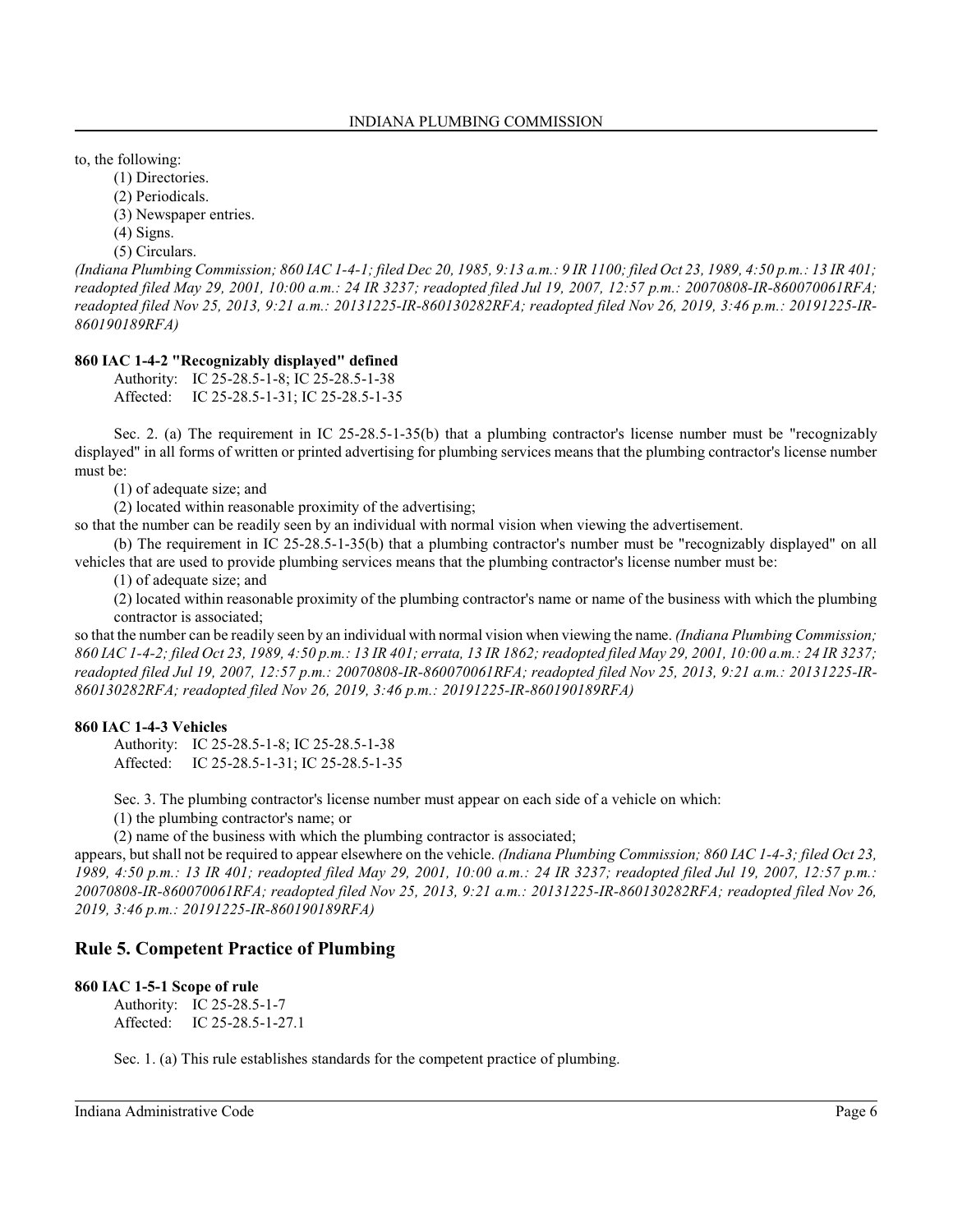to, the following:

(1) Directories.

(2) Periodicals.

(3) Newspaper entries.

(4) Signs.

(5) Circulars.

*(Indiana Plumbing Commission; 860 IAC 1-4-1; filed Dec 20, 1985, 9:13 a.m.: 9 IR 1100; filed Oct 23, 1989, 4:50 p.m.: 13 IR 401; readopted filed May 29, 2001, 10:00 a.m.: 24 IR 3237; readopted filed Jul 19, 2007, 12:57 p.m.: 20070808-IR-860070061RFA; readopted filed Nov 25, 2013, 9:21 a.m.: 20131225-IR-860130282RFA; readopted filed Nov 26, 2019, 3:46 p.m.: 20191225-IR-860190189RFA)*

#### 860 IAC 1-4-2 "Recognizably displayed" defined

Authority: IC 25-28.5-1-8; IC 25-28.5-1-38
Affected: IC 25-28.5-1-31; IC 25-28.5-1-35

Sec. 2. (a) The requirement in IC 25-28.5-1-35(b) that a plumbing contractor's license number must be "recognizably displayed" in all forms of written or printed advertising for plumbing services means that the plumbing contractor's license number must be:

(1) of adequate size; and

(2) located within reasonable proximity of the advertising;

so that the number can be readily seen by an individual with normal vision when viewing the advertisement.

(b) The requirement in IC 25-28.5-1-35(b) that a plumbing contractor's number must be "recognizably displayed" on all vehicles that are used to provide plumbing services means that the plumbing contractor's license number must be:

(1) of adequate size; and

(2) located within reasonable proximity of the plumbing contractor's name or name of the business with which the plumbing contractor is associated;

so that the number can be readily seen by an individual with normal vision when viewing the name. *(Indiana Plumbing Commission; 860 IAC 1-4-2; filed Oct 23, 1989, 4:50 p.m.: 13 IR 401; errata, 13 IR 1862; readopted filed May 29, 2001, 10:00 a.m.: 24 IR 3237; readopted filed Jul 19, 2007, 12:57 p.m.: 20070808-IR-860070061RFA; readopted filed Nov 25, 2013, 9:21 a.m.: 20131225-IR-860130282RFA; readopted filed Nov 26, 2019, 3:46 p.m.: 20191225-IR-860190189RFA)*

#### 860 IAC 1-4-3 Vehicles

Authority: IC 25-28.5-1-8; IC 25-28.5-1-38
Affected: IC 25-28.5-1-31; IC 25-28.5-1-35

Sec. 3. The plumbing contractor's license number must appear on each side of a vehicle on which:

(1) the plumbing contractor's name; or

(2) name of the business with which the plumbing contractor is associated;

appears, but shall not be required to appear elsewhere on the vehicle. *(Indiana Plumbing Commission; 860 IAC 1-4-3; filed Oct 23, 1989, 4:50 p.m.: 13 IR 401; readopted filed May 29, 2001, 10:00 a.m.: 24 IR 3237; readopted filed Jul 19, 2007, 12:57 p.m.: 20070808-IR-860070061RFA; readopted filed Nov 25, 2013, 9:21 a.m.: 20131225-IR-860130282RFA; readopted filed Nov 26, 2019, 3:46 p.m.: 20191225-IR-860190189RFA)*

## Rule 5. Competent Practice of Plumbing

#### 860 IAC 1-5-1 Scope of rule

Authority: IC 25-28.5-1-7
Affected: IC 25-28.5-1-27.1

Sec. 1. (a) This rule establishes standards for the competent practice of plumbing.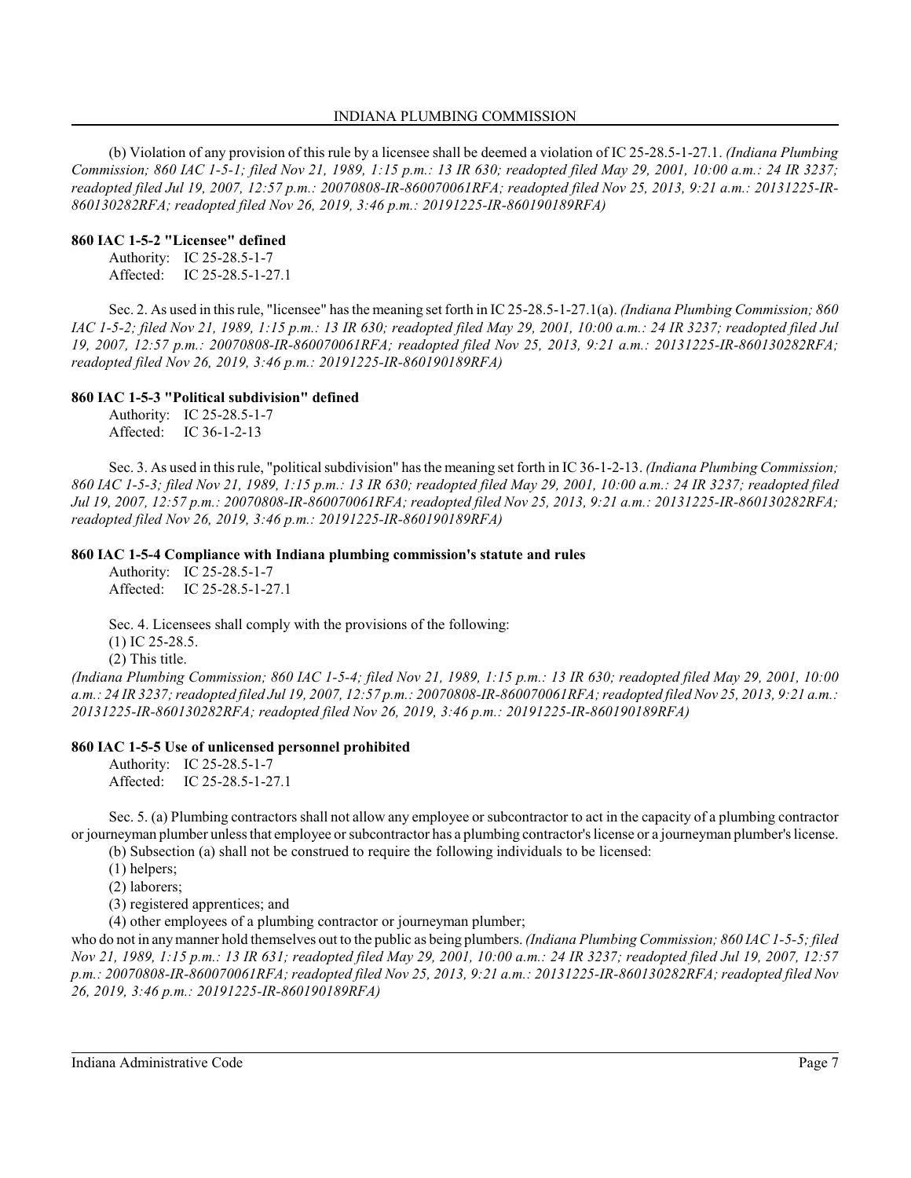(b) Violation of any provision of this rule by a licensee shall be deemed a violation of IC 25-28.5-1-27.1. *(Indiana Plumbing Commission; 860 IAC 1-5-1; filed Nov 21, 1989, 1:15 p.m.: 13 IR 630; readopted filed May 29, 2001, 10:00 a.m.: 24 IR 3237; readopted filed Jul 19, 2007, 12:57 p.m.: 20070808-IR-860070061RFA; readopted filed Nov 25, 2013, 9:21 a.m.: 20131225-IR-860130282RFA; readopted filed Nov 26, 2019, 3:46 p.m.: 20191225-IR-860190189RFA)*

**860 IAC 1-5-2 "Licensee" defined**

Authority: IC 25-28.5-1-7
Affected: IC 25-28.5-1-27.1

Sec. 2. As used in this rule, "licensee" has the meaning set forth in IC 25-28.5-1-27.1(a). *(Indiana Plumbing Commission; 860 IAC 1-5-2; filed Nov 21, 1989, 1:15 p.m.: 13 IR 630; readopted filed May 29, 2001, 10:00 a.m.: 24 IR 3237; readopted filed Jul 19, 2007, 12:57 p.m.: 20070808-IR-860070061RFA; readopted filed Nov 25, 2013, 9:21 a.m.: 20131225-IR-860130282RFA; readopted filed Nov 26, 2019, 3:46 p.m.: 20191225-IR-860190189RFA)*

**860 IAC 1-5-3 "Political subdivision" defined**

Authority: IC 25-28.5-1-7
Affected: IC 36-1-2-13

Sec. 3. As used in this rule, "political subdivision" has the meaning set forth in IC 36-1-2-13. *(Indiana Plumbing Commission; 860 IAC 1-5-3; filed Nov 21, 1989, 1:15 p.m.: 13 IR 630; readopted filed May 29, 2001, 10:00 a.m.: 24 IR 3237; readopted filed Jul 19, 2007, 12:57 p.m.: 20070808-IR-860070061RFA; readopted filed Nov 25, 2013, 9:21 a.m.: 20131225-IR-860130282RFA; readopted filed Nov 26, 2019, 3:46 p.m.: 20191225-IR-860190189RFA)*

**860 IAC 1-5-4 Compliance with Indiana plumbing commission's statute and rules**

Authority: IC 25-28.5-1-7
Affected: IC 25-28.5-1-27.1

Sec. 4. Licensees shall comply with the provisions of the following:

(1) IC 25-28.5.

(2) This title.

*(Indiana Plumbing Commission; 860 IAC 1-5-4; filed Nov 21, 1989, 1:15 p.m.: 13 IR 630; readopted filed May 29, 2001, 10:00 a.m.: 24 IR 3237; readopted filed Jul 19, 2007, 12:57 p.m.: 20070808-IR-860070061RFA; readopted filed Nov 25, 2013, 9:21 a.m.: 20131225-IR-860130282RFA; readopted filed Nov 26, 2019, 3:46 p.m.: 20191225-IR-860190189RFA)*

**860 IAC 1-5-5 Use of unlicensed personnel prohibited**

Authority: IC 25-28.5-1-7
Affected: IC 25-28.5-1-27.1

Sec. 5. (a) Plumbing contractors shall not allow any employee or subcontractor to act in the capacity of a plumbing contractor or journeyman plumber unless that employee or subcontractor has a plumbing contractor's license or a journeyman plumber's license.

(b) Subsection (a) shall not be construed to require the following individuals to be licensed:

(1) helpers;

(2) laborers;

(3) registered apprentices; and

(4) other employees of a plumbing contractor or journeyman plumber;

who do not in any manner hold themselves out to the public as being plumbers. *(Indiana Plumbing Commission; 860 IAC 1-5-5; filed Nov 21, 1989, 1:15 p.m.: 13 IR 631; readopted filed May 29, 2001, 10:00 a.m.: 24 IR 3237; readopted filed Jul 19, 2007, 12:57 p.m.: 20070808-IR-860070061RFA; readopted filed Nov 25, 2013, 9:21 a.m.: 20131225-IR-860130282RFA; readopted filed Nov 26, 2019, 3:46 p.m.: 20191225-IR-860190189RFA)*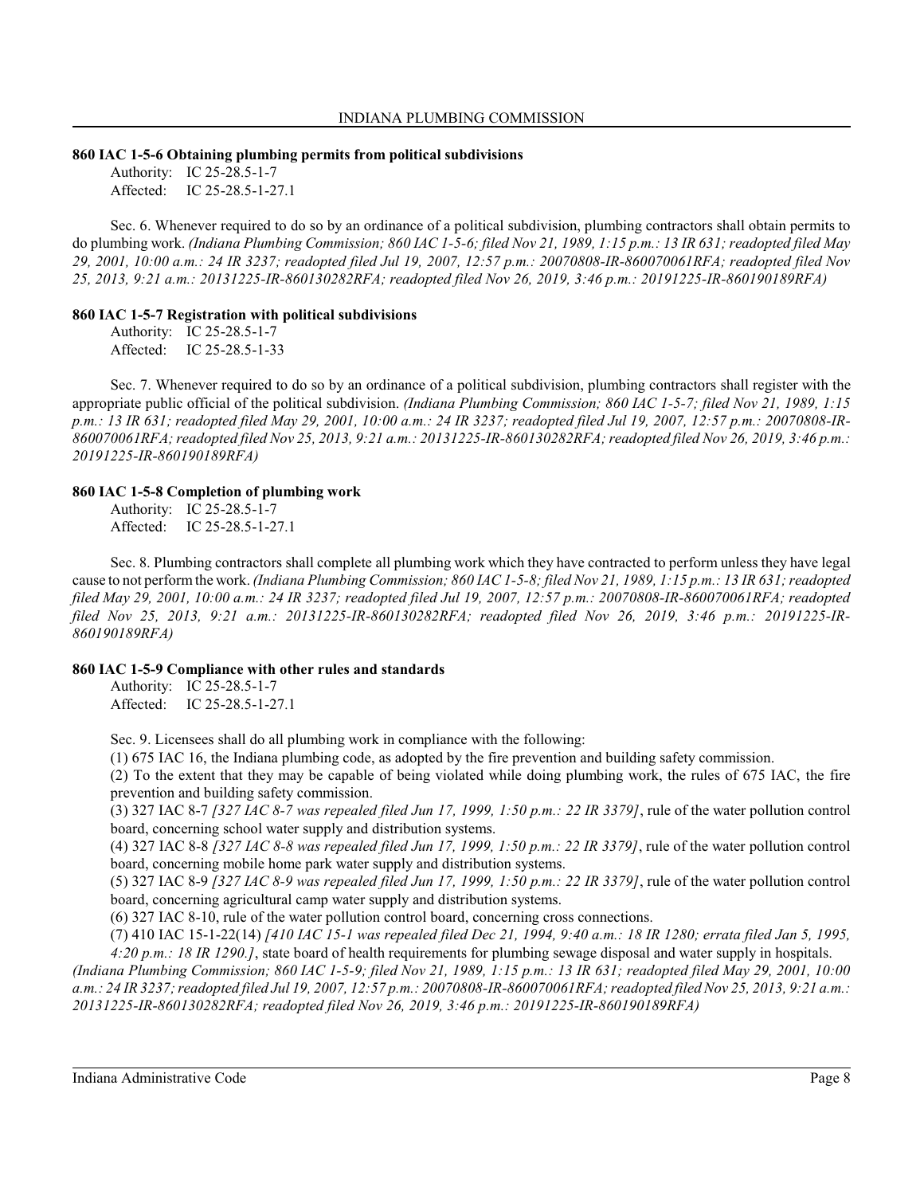**860 IAC 1-5-6 Obtaining plumbing permits from political subdivisions**

Authority: IC 25-28.5-1-7
Affected: IC 25-28.5-1-27.1

Sec. 6. Whenever required to do so by an ordinance of a political subdivision, plumbing contractors shall obtain permits to do plumbing work. *(Indiana Plumbing Commission; 860 IAC 1-5-6; filed Nov 21, 1989, 1:15 p.m.: 13 IR 631; readopted filed May 29, 2001, 10:00 a.m.: 24 IR 3237; readopted filed Jul 19, 2007, 12:57 p.m.: 20070808-IR-860070061RFA; readopted filed Nov 25, 2013, 9:21 a.m.: 20131225-IR-860130282RFA; readopted filed Nov 26, 2019, 3:46 p.m.: 20191225-IR-860190189RFA)*

**860 IAC 1-5-7 Registration with political subdivisions**

Authority: IC 25-28.5-1-7
Affected: IC 25-28.5-1-33

Sec. 7. Whenever required to do so by an ordinance of a political subdivision, plumbing contractors shall register with the appropriate public official of the political subdivision. *(Indiana Plumbing Commission; 860 IAC 1-5-7; filed Nov 21, 1989, 1:15 p.m.: 13 IR 631; readopted filed May 29, 2001, 10:00 a.m.: 24 IR 3237; readopted filed Jul 19, 2007, 12:57 p.m.: 20070808-IR-860070061RFA; readopted filed Nov 25, 2013, 9:21 a.m.: 20131225-IR-860130282RFA; readopted filed Nov 26, 2019, 3:46 p.m.: 20191225-IR-860190189RFA)*

**860 IAC 1-5-8 Completion of plumbing work**

Authority: IC 25-28.5-1-7
Affected: IC 25-28.5-1-27.1

Sec. 8. Plumbing contractors shall complete all plumbing work which they have contracted to perform unless they have legal cause to not perform the work. *(Indiana Plumbing Commission; 860 IAC 1-5-8; filed Nov 21, 1989, 1:15 p.m.: 13 IR 631; readopted filed May 29, 2001, 10:00 a.m.: 24 IR 3237; readopted filed Jul 19, 2007, 12:57 p.m.: 20070808-IR-860070061RFA; readopted filed Nov 25, 2013, 9:21 a.m.: 20131225-IR-860130282RFA; readopted filed Nov 26, 2019, 3:46 p.m.: 20191225-IR-860190189RFA)*

**860 IAC 1-5-9 Compliance with other rules and standards**

Authority: IC 25-28.5-1-7
Affected: IC 25-28.5-1-27.1

Sec. 9. Licensees shall do all plumbing work in compliance with the following:

(1) 675 IAC 16, the Indiana plumbing code, as adopted by the fire prevention and building safety commission.

(2) To the extent that they may be capable of being violated while doing plumbing work, the rules of 675 IAC, the fire prevention and building safety commission.

(3) 327 IAC 8-7 *[327 IAC 8-7 was repealed filed Jun 17, 1999, 1:50 p.m.: 22 IR 3379]*, rule of the water pollution control board, concerning school water supply and distribution systems.

(4) 327 IAC 8-8 *[327 IAC 8-8 was repealed filed Jun 17, 1999, 1:50 p.m.: 22 IR 3379]*, rule of the water pollution control board, concerning mobile home park water supply and distribution systems.

(5) 327 IAC 8-9 *[327 IAC 8-9 was repealed filed Jun 17, 1999, 1:50 p.m.: 22 IR 3379]*, rule of the water pollution control board, concerning agricultural camp water supply and distribution systems.

(6) 327 IAC 8-10, rule of the water pollution control board, concerning cross connections.

(7) 410 IAC 15-1-22(14) *[410 IAC 15-1 was repealed filed Dec 21, 1994, 9:40 a.m.: 18 IR 1280; errata filed Jan 5, 1995, 4:20 p.m.: 18 IR 1290.]*, state board of health requirements for plumbing sewage disposal and water supply in hospitals.

*(Indiana Plumbing Commission; 860 IAC 1-5-9; filed Nov 21, 1989, 1:15 p.m.: 13 IR 631; readopted filed May 29, 2001, 10:00 a.m.: 24 IR 3237; readopted filed Jul 19, 2007, 12:57 p.m.: 20070808-IR-860070061RFA; readopted filed Nov 25, 2013, 9:21 a.m.: 20131225-IR-860130282RFA; readopted filed Nov 26, 2019, 3:46 p.m.: 20191225-IR-860190189RFA)*